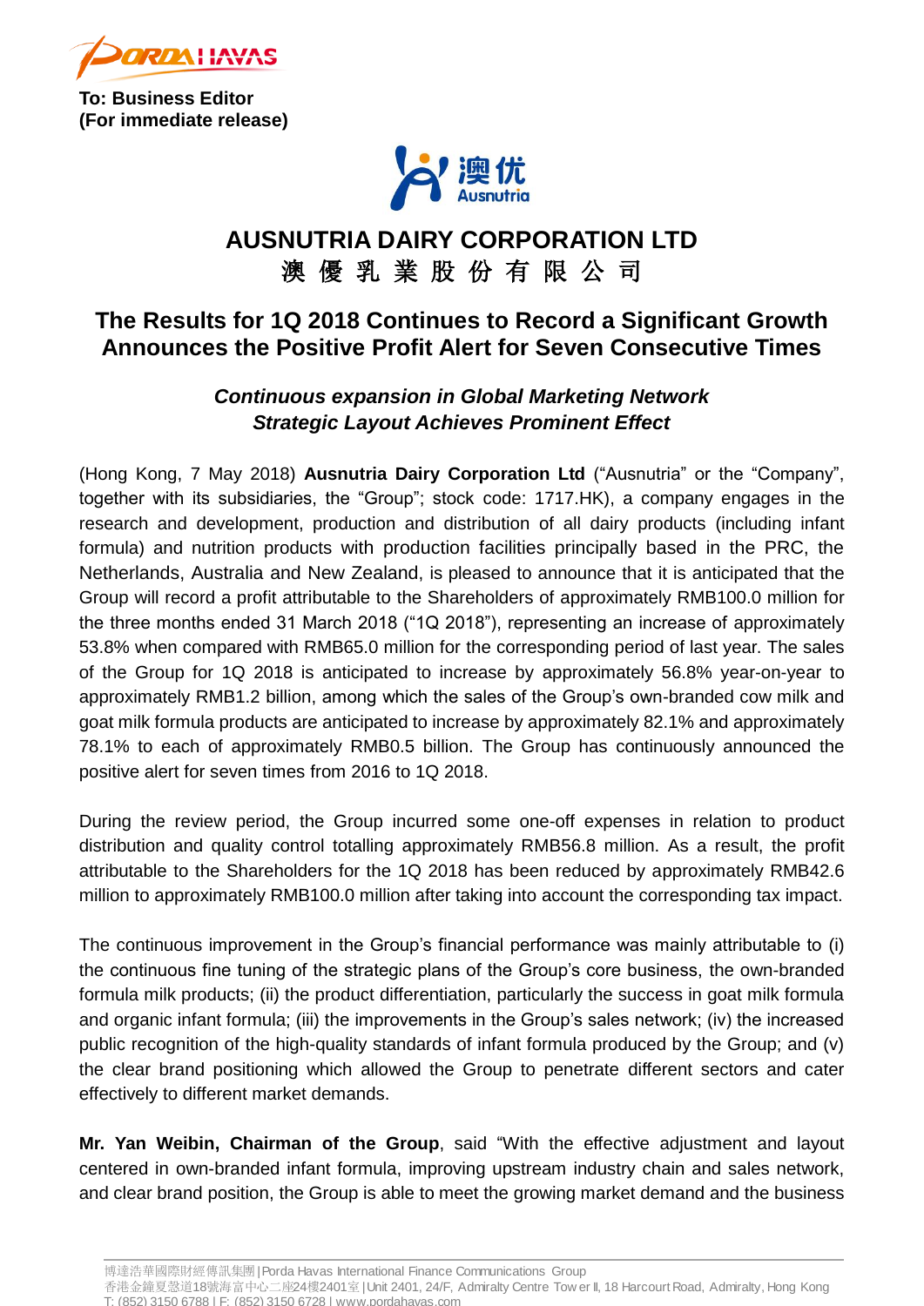**To: Business Editor**
**(For immediate release)**

# AUSNUTRIA DAIRY CORPORATION LTD
# 澳 優 乳 業 股 份 有 限 公 司

## The Results for 1Q 2018 Continues to Record a Significant Growth Announces the Positive Profit Alert for Seven Consecutive Times

***Continuous expansion in Global Marketing Network***
***Strategic Layout Achieves Prominent Effect***

(Hong Kong, 7 May 2018) **Ausnutria Dairy Corporation Ltd** ("Ausnutria" or the "Company", together with its subsidiaries, the "Group"; stock code: 1717.HK), a company engages in the research and development, production and distribution of all dairy products (including infant formula) and nutrition products with production facilities principally based in the PRC, the Netherlands, Australia and New Zealand, is pleased to announce that it is anticipated that the Group will record a profit attributable to the Shareholders of approximately RMB100.0 million for the three months ended 31 March 2018 ("1Q 2018"), representing an increase of approximately 53.8% when compared with RMB65.0 million for the corresponding period of last year. The sales of the Group for 1Q 2018 is anticipated to increase by approximately 56.8% year-on-year to approximately RMB1.2 billion, among which the sales of the Group's own-branded cow milk and goat milk formula products are anticipated to increase by approximately 82.1% and approximately 78.1% to each of approximately RMB0.5 billion. The Group has continuously announced the positive alert for seven times from 2016 to 1Q 2018.

During the review period, the Group incurred some one-off expenses in relation to product distribution and quality control totalling approximately RMB56.8 million. As a result, the profit attributable to the Shareholders for the 1Q 2018 has been reduced by approximately RMB42.6 million to approximately RMB100.0 million after taking into account the corresponding tax impact.

The continuous improvement in the Group's financial performance was mainly attributable to (i) the continuous fine tuning of the strategic plans of the Group's core business, the own-branded formula milk products; (ii) the product differentiation, particularly the success in goat milk formula and organic infant formula; (iii) the improvements in the Group's sales network; (iv) the increased public recognition of the high-quality standards of infant formula produced by the Group; and (v) the clear brand positioning which allowed the Group to penetrate different sectors and cater effectively to different market demands.

**Mr. Yan Weibin, Chairman of the Group**, said "With the effective adjustment and layout centered in own-branded infant formula, improving upstream industry chain and sales network, and clear brand position, the Group is able to meet the growing market demand and the business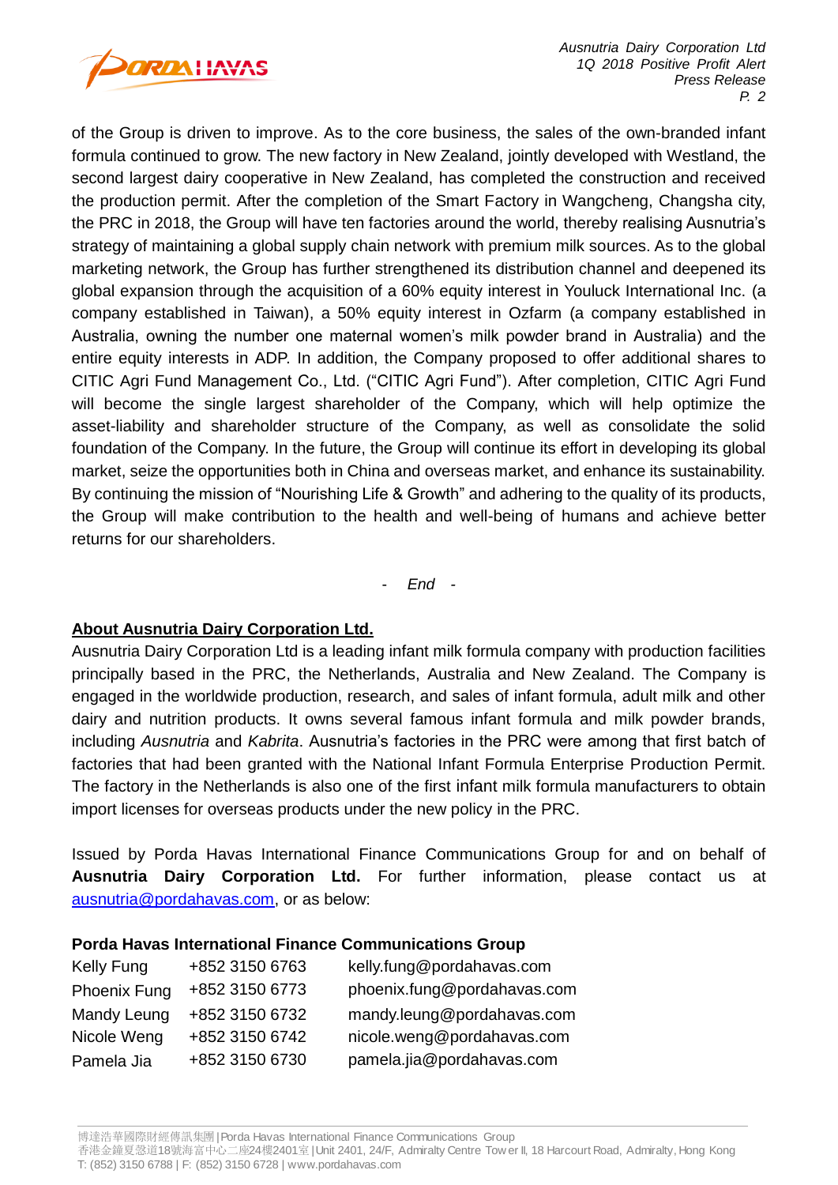of the Group is driven to improve. As to the core business, the sales of the own-branded infant formula continued to grow. The new factory in New Zealand, jointly developed with Westland, the second largest dairy cooperative in New Zealand, has completed the construction and received the production permit. After the completion of the Smart Factory in Wangcheng, Changsha city, the PRC in 2018, the Group will have ten factories around the world, thereby realising Ausnutria's strategy of maintaining a global supply chain network with premium milk sources. As to the global marketing network, the Group has further strengthened its distribution channel and deepened its global expansion through the acquisition of a 60% equity interest in Youluck International Inc. (a company established in Taiwan), a 50% equity interest in Ozfarm (a company established in Australia, owning the number one maternal women's milk powder brand in Australia) and the entire equity interests in ADP. In addition, the Company proposed to offer additional shares to CITIC Agri Fund Management Co., Ltd. ("CITIC Agri Fund"). After completion, CITIC Agri Fund will become the single largest shareholder of the Company, which will help optimize the asset-liability and shareholder structure of the Company, as well as consolidate the solid foundation of the Company. In the future, the Group will continue its effort in developing its global market, seize the opportunities both in China and overseas market, and enhance its sustainability. By continuing the mission of "Nourishing Life & Growth" and adhering to the quality of its products, the Group will make contribution to the health and well-being of humans and achieve better returns for our shareholders.

- *End* -

**About Ausnutria Dairy Corporation Ltd.**

Ausnutria Dairy Corporation Ltd is a leading infant milk formula company with production facilities principally based in the PRC, the Netherlands, Australia and New Zealand. The Company is engaged in the worldwide production, research, and sales of infant formula, adult milk and other dairy and nutrition products. It owns several famous infant formula and milk powder brands, including *Ausnutria* and *Kabrita*. Ausnutria's factories in the PRC were among that first batch of factories that had been granted with the National Infant Formula Enterprise Production Permit. The factory in the Netherlands is also one of the first infant milk formula manufacturers to obtain import licenses for overseas products under the new policy in the PRC.

Issued by Porda Havas International Finance Communications Group for and on behalf of **Ausnutria Dairy Corporation Ltd.** For further information, please contact us at ausnutria@pordahavas.com, or as below:

**Porda Havas International Finance Communications Group**

| | | |
|---|---|---|
| Kelly Fung | +852 3150 6763 | kelly.fung@pordahavas.com |
| Phoenix Fung | +852 3150 6773 | phoenix.fung@pordahavas.com |
| Mandy Leung | +852 3150 6732 | mandy.leung@pordahavas.com |
| Nicole Weng | +852 3150 6742 | nicole.weng@pordahavas.com |
| Pamela Jia | +852 3150 6730 | pamela.jia@pordahavas.com |